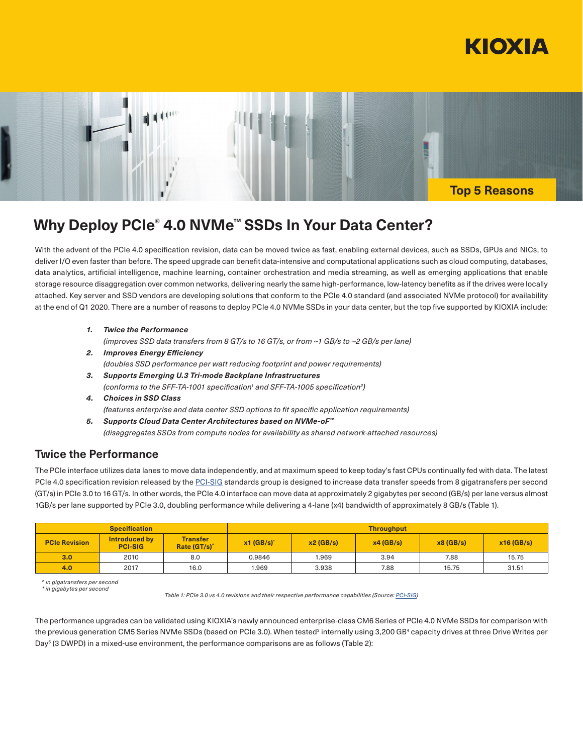KIOXIA

Top 5 Reasons

# Why Deploy PCIe® 4.0 NVMe™ SSDs In Your Data Center?

With the advent of the PCIe 4.0 specification revision, data can be moved twice as fast, enabling external devices, such as SSDs, GPUs and NICs, to deliver I/O even faster than before. The speed upgrade can benefit data-intensive and computational applications such as cloud computing, databases, data analytics, artificial intelligence, machine learning, container orchestration and media streaming, as well as emerging applications that enable storage resource disaggregation over common networks, delivering nearly the same high-performance, low-latency benefits as if the drives were locally attached. Key server and SSD vendors are developing solutions that conform to the PCIe 4.0 standard (and associated NVMe protocol) for availability at the end of Q1 2020. There are a number of reasons to deploy PCIe 4.0 NVMe SSDs in your data center, but the top five supported by KIOXIA include:

1. ***Twice the Performance***
   *(improves SSD data transfers from 8 GT/s to 16 GT/s, or from ~1 GB/s to ~2 GB/s per lane)*
2. ***Improves Energy Efficiency***
   *(doubles SSD performance per watt reducing footprint and power requirements)*
3. ***Supports Emerging U.3 Tri-mode Backplane Infrastructures***
   *(conforms to the SFF-TA-1001 specification[1] and SFF-TA-1005 specification[2])*
4. ***Choices in SSD Class***
   *(features enterprise and data center SSD options to fit specific application requirements)*
5. ***Supports Cloud Data Center Architectures based on NVMe-oF™***
   *(disaggregates SSDs from compute nodes for availability as shared network-attached resources)*

## Twice the Performance

The PCIe interface utilizes data lanes to move data independently, and at maximum speed to keep today's fast CPUs continually fed with data. The latest PCIe 4.0 specification revision released by the PCI-SIG standards group is designed to increase data transfer speeds from 8 gigatransfers per second (GT/s) in PCIe 3.0 to 16 GT/s. In other words, the PCIe 4.0 interface can move data at approximately 2 gigabytes per second (GB/s) per lane versus almost 1GB/s per lane supported by PCIe 3.0, doubling performance while delivering a 4-lane (x4) bandwidth of approximately 8 GB/s (Table 1).

| Specification | | | Throughput | | | | |
|---|---|---|---|---|---|---|---|
| PCIe Revision | Introduced by PCI-SIG | Transfer Rate (GT/s)^ | x1 (GB/s)* | x2 (GB/s) | x4 (GB/s) | x8 (GB/s) | x16 (GB/s) |
| 3.0 | 2010 | 8.0 | 0.9846 | 1.969 | 3.94 | 7.88 | 15.75 |
| 4.0 | 2017 | 16.0 | 1.969 | 3.938 | 7.88 | 15.75 | 31.51 |

*^ in gigatransfers per second*
*\* in gigabytes per second*

*Table 1: PCIe 3.0 vs 4.0 revisions and their respective performance capabilities (Source: PCI-SIG)*

The performance upgrades can be validated using KIOXIA's newly announced enterprise-class CM6 Series of PCIe 4.0 NVMe SSDs for comparison with the previous generation CM5 Series NVMe SSDs (based on PCIe 3.0). When tested[3] internally using 3,200 GB[4] capacity drives at three Drive Writes per Day[5] (3 DWPD) in a mixed-use environment, the performance comparisons are as follows (Table 2):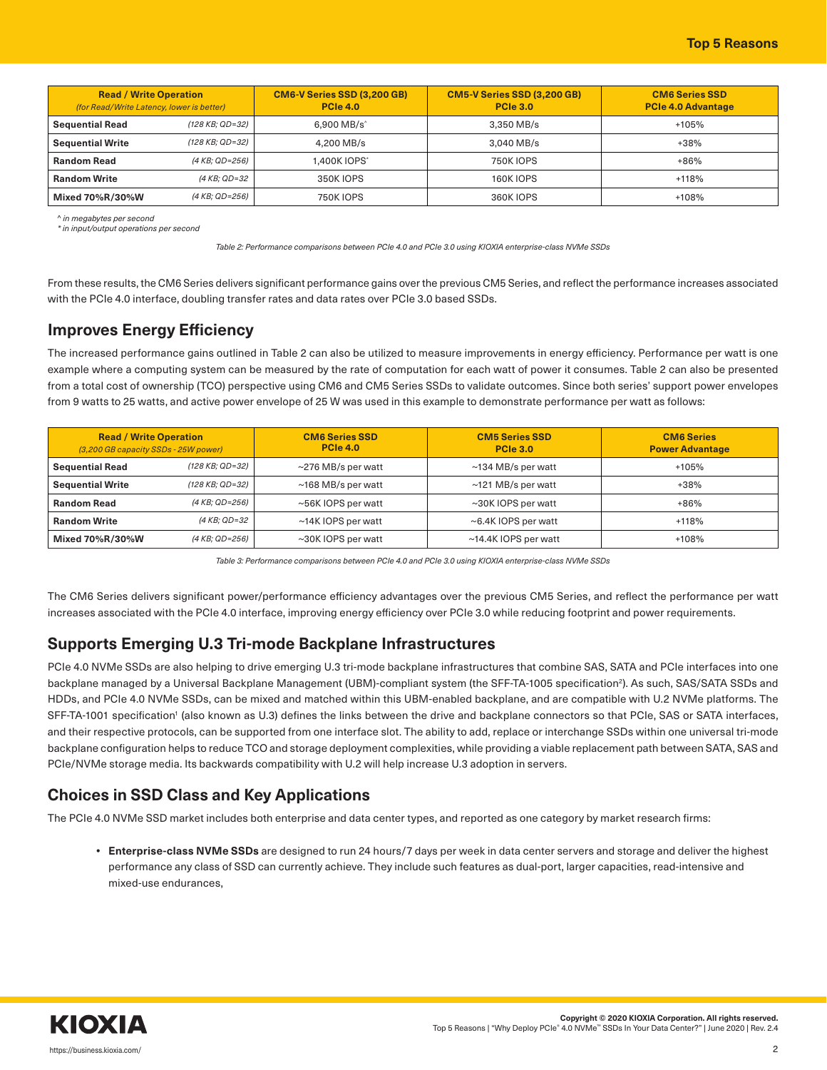| Read / Write Operation (for Read/Write Latency, lower is better) | | CM6-V Series SSD (3,200 GB) PCIe 4.0 | CM5-V Series SSD (3,200 GB) PCIe 3.0 | CM6 Series SSD PCIe 4.0 Advantage |
|---|---|---|---|---|
| **Sequential Read** | *(128 KB; QD=32)* | 6,900 MB/s^ | 3,350 MB/s | +105% |
| **Sequential Write** | *(128 KB; QD=32)* | 4,200 MB/s | 3,040 MB/s | +38% |
| **Random Read** | *(4 KB; QD=256)* | 1,400K IOPS* | 750K IOPS | +86% |
| **Random Write** | *(4 KB; QD=32* | 350K IOPS | 160K IOPS | +118% |
| **Mixed 70%R/30%W** | *(4 KB; QD=256)* | 750K IOPS | 360K IOPS | +108% |

*^ in megabytes per second*
** in input/output operations per second*

*Table 2: Performance comparisons between PCIe 4.0 and PCIe 3.0 using KIOXIA enterprise-class NVMe SSDs*

From these results, the CM6 Series delivers significant performance gains over the previous CM5 Series, and reflect the performance increases associated with the PCIe 4.0 interface, doubling transfer rates and data rates over PCIe 3.0 based SSDs.

## Improves Energy Efficiency

The increased performance gains outlined in Table 2 can also be utilized to measure improvements in energy efficiency. Performance per watt is one example where a computing system can be measured by the rate of computation for each watt of power it consumes. Table 2 can also be presented from a total cost of ownership (TCO) perspective using CM6 and CM5 Series SSDs to validate outcomes. Since both series' support power envelopes from 9 watts to 25 watts, and active power envelope of 25 W was used in this example to demonstrate performance per watt as follows:

| Read / Write Operation (3,200 GB capacity SSDs - 25W power) | | CM6 Series SSD PCIe 4.0 | CM5 Series SSD PCIe 3.0 | CM6 Series Power Advantage |
|---|---|---|---|---|
| **Sequential Read** | *(128 KB; QD=32)* | ~276 MB/s per watt | ~134 MB/s per watt | +105% |
| **Sequential Write** | *(128 KB; QD=32)* | ~168 MB/s per watt | ~121 MB/s per watt | +38% |
| **Random Read** | *(4 KB; QD=256)* | ~56K IOPS per watt | ~30K IOPS per watt | +86% |
| **Random Write** | *(4 KB; QD=32* | ~14K IOPS per watt | ~6.4K IOPS per watt | +118% |
| **Mixed 70%R/30%W** | *(4 KB; QD=256)* | ~30K IOPS per watt | ~14.4K IOPS per watt | +108% |

*Table 3: Performance comparisons between PCIe 4.0 and PCIe 3.0 using KIOXIA enterprise-class NVMe SSDs*

The CM6 Series delivers significant power/performance efficiency advantages over the previous CM5 Series, and reflect the performance per watt increases associated with the PCIe 4.0 interface, improving energy efficiency over PCIe 3.0 while reducing footprint and power requirements.

## Supports Emerging U.3 Tri-mode Backplane Infrastructures

PCIe 4.0 NVMe SSDs are also helping to drive emerging U.3 tri-mode backplane infrastructures that combine SAS, SATA and PCIe interfaces into one backplane managed by a Universal Backplane Management (UBM)-compliant system (the SFF-TA-1005 specification[2]). As such, SAS/SATA SSDs and HDDs, and PCIe 4.0 NVMe SSDs, can be mixed and matched within this UBM-enabled backplane, and are compatible with U.2 NVMe platforms. The SFF-TA-1001 specification[1] (also known as U.3) defines the links between the drive and backplane connectors so that PCIe, SAS or SATA interfaces, and their respective protocols, can be supported from one interface slot. The ability to add, replace or interchange SSDs within one universal tri-mode backplane configuration helps to reduce TCO and storage deployment complexities, while providing a viable replacement path between SATA, SAS and PCIe/NVMe storage media. Its backwards compatibility with U.2 will help increase U.3 adoption in servers.

## Choices in SSD Class and Key Applications

The PCIe 4.0 NVMe SSD market includes both enterprise and data center types, and reported as one category by market research firms:

- **Enterprise-class NVMe SSDs** are designed to run 24 hours/7 days per week in data center servers and storage and deliver the highest performance any class of SSD can currently achieve. They include such features as dual-port, larger capacities, read-intensive and mixed-use endurances,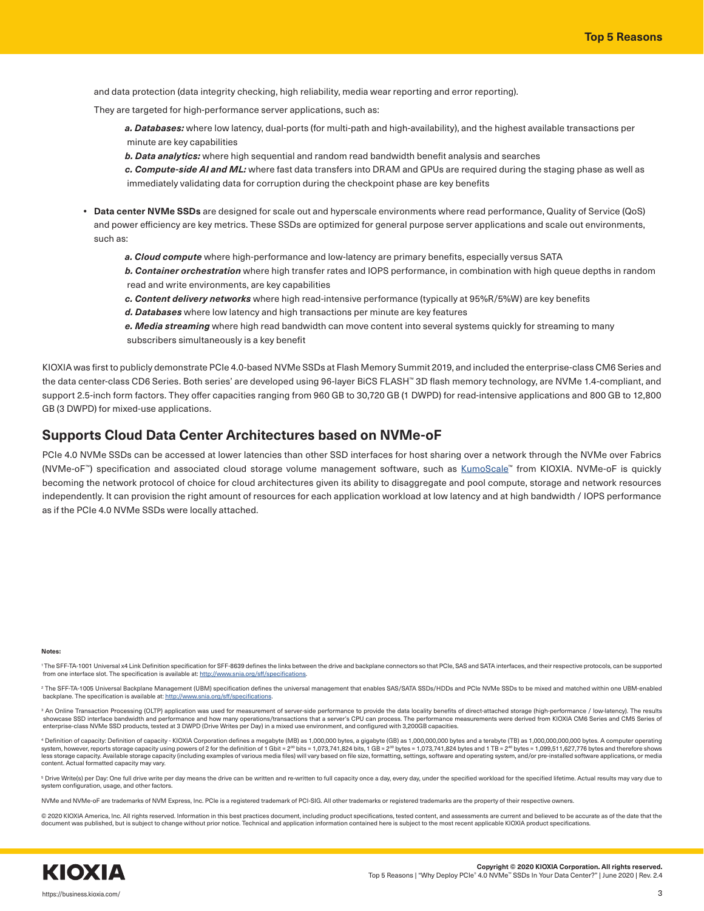and data protection (data integrity checking, high reliability, media wear reporting and error reporting).

They are targeted for high-performance server applications, such as:

- ***a. Databases:*** where low latency, dual-ports (for multi-path and high-availability), and the highest available transactions per minute are key capabilities
- ***b. Data analytics:*** where high sequential and random read bandwidth benefit analysis and searches
- ***c. Compute-side AI and ML:*** where fast data transfers into DRAM and GPUs are required during the staging phase as well as immediately validating data for corruption during the checkpoint phase are key benefits

- **Data center NVMe SSDs** are designed for scale out and hyperscale environments where read performance, Quality of Service (QoS) and power efficiency are key metrics. These SSDs are optimized for general purpose server applications and scale out environments, such as:
  - ***a. Cloud compute*** where high-performance and low-latency are primary benefits, especially versus SATA
  - ***b. Container orchestration*** where high transfer rates and IOPS performance, in combination with high queue depths in random read and write environments, are key capabilities
  - ***c. Content delivery networks*** where high read-intensive performance (typically at 95%R/5%W) are key benefits
  - ***d. Databases*** where low latency and high transactions per minute are key features
  - ***e. Media streaming*** where high read bandwidth can move content into several systems quickly for streaming to many subscribers simultaneously is a key benefit

KIOXIA was first to publicly demonstrate PCIe 4.0-based NVMe SSDs at Flash Memory Summit 2019, and included the enterprise-class CM6 Series and the data center-class CD6 Series. Both series' are developed using 96-layer BiCS FLASH™ 3D flash memory technology, are NVMe 1.4-compliant, and support 2.5-inch form factors. They offer capacities ranging from 960 GB to 30,720 GB (1 DWPD) for read-intensive applications and 800 GB to 12,800 GB (3 DWPD) for mixed-use applications.

## Supports Cloud Data Center Architectures based on NVMe-oF

PCIe 4.0 NVMe SSDs can be accessed at lower latencies than other SSD interfaces for host sharing over a network through the NVMe over Fabrics (NVMe-oF™) specification and associated cloud storage volume management software, such as KumoScale™ from KIOXIA. NVMe-oF is quickly becoming the network protocol of choice for cloud architectures given its ability to disaggregate and pool compute, storage and network resources independently. It can provision the right amount of resources for each application workload at low latency and at high bandwidth / IOPS performance as if the PCIe 4.0 NVMe SSDs were locally attached.

**Notes:**

[1] The SFF-TA-1001 Universal x4 Link Definition specification for SFF-8639 defines the links between the drive and backplane connectors so that PCIe, SAS and SATA interfaces, and their respective protocols, can be supported from one interface slot. The specification is available at: http://www.snia.org/sff/specifications.

[2] The SFF-TA-1005 Universal Backplane Management (UBM) specification defines the universal management that enables SAS/SATA SSDs/HDDs and PCIe NVMe SSDs to be mixed and matched within one UBM-enabled backplane. The specification is available at: http://www.snia.org/sff/specifications.

[3] An Online Transaction Processing (OLTP) application was used for measurement of server-side performance to provide the data locality benefits of direct-attached storage (high-performance / low-latency). The results showcase SSD interface bandwidth and performance and how many operations/transactions that a server's CPU can process. The performance measurements were derived from KIOXIA CM6 Series and CM5 Series of enterprise-class NVMe SSD products, tested at 3 DWPD (Drive Writes per Day) in a mixed use environment, and configured with 3,200GB capacities.

[4] Definition of capacity: Definition of capacity - KIOXIA Corporation defines a megabyte (MB) as 1,000,000 bytes, a gigabyte (GB) as 1,000,000,000 bytes and a terabyte (TB) as 1,000,000,000,000 bytes. A computer operating system, however, reports storage capacity using powers of 2 for the definition of 1 Gbit = $2^{30}$ bits = 1,073,741,824 bits, 1 GB = $2^{30}$ bytes = 1,073,741,824 bytes and 1 TB = $2^{40}$ bytes = 1,099,511,627,776 bytes and therefore shows less storage capacity. Available storage capacity (including examples of various media files) will vary based on file size, formatting, settings, software and operating system, and/or pre-installed software applications, or media content. Actual formatted capacity may vary.

[5] Drive Write(s) per Day: One full drive write per day means the drive can be written and re-written to full capacity once a day, every day, under the specified workload for the specified lifetime. Actual results may vary due to system configuration, usage, and other factors.

NVMe and NVMe-oF are trademarks of NVM Express, Inc. PCIe is a registered trademark of PCI-SIG. All other trademarks or registered trademarks are the property of their respective owners.

© 2020 KIOXIA America, Inc. All rights reserved. Information in this best practices document, including product specifications, tested content, and assessments are current and believed to be accurate as of the date that the document was published, but is subject to change without prior notice. Technical and application information contained here is subject to the most recent applicable KIOXIA product specifications.